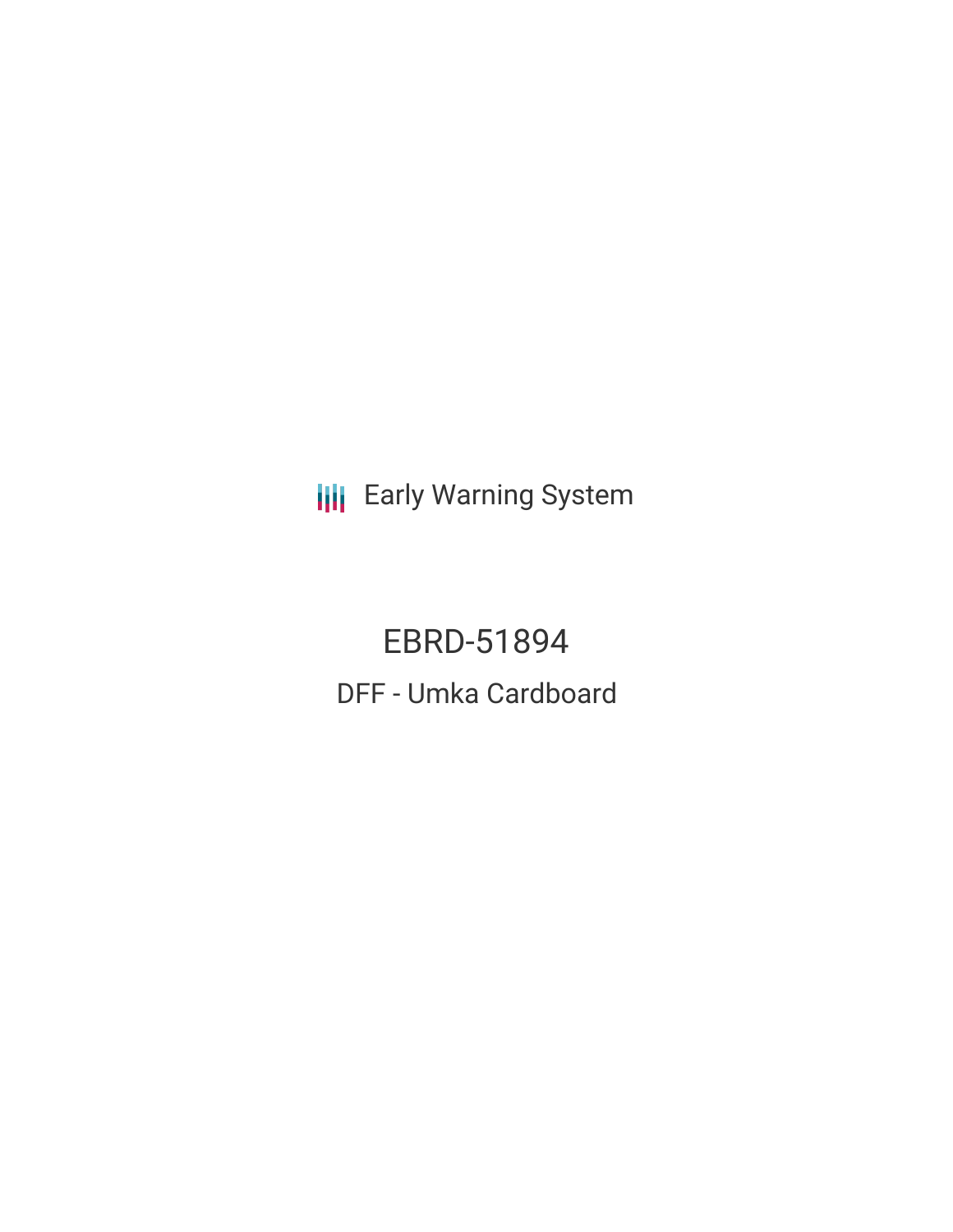Early Warning System

# EBRD-51894

## DFF - Umka Cardboard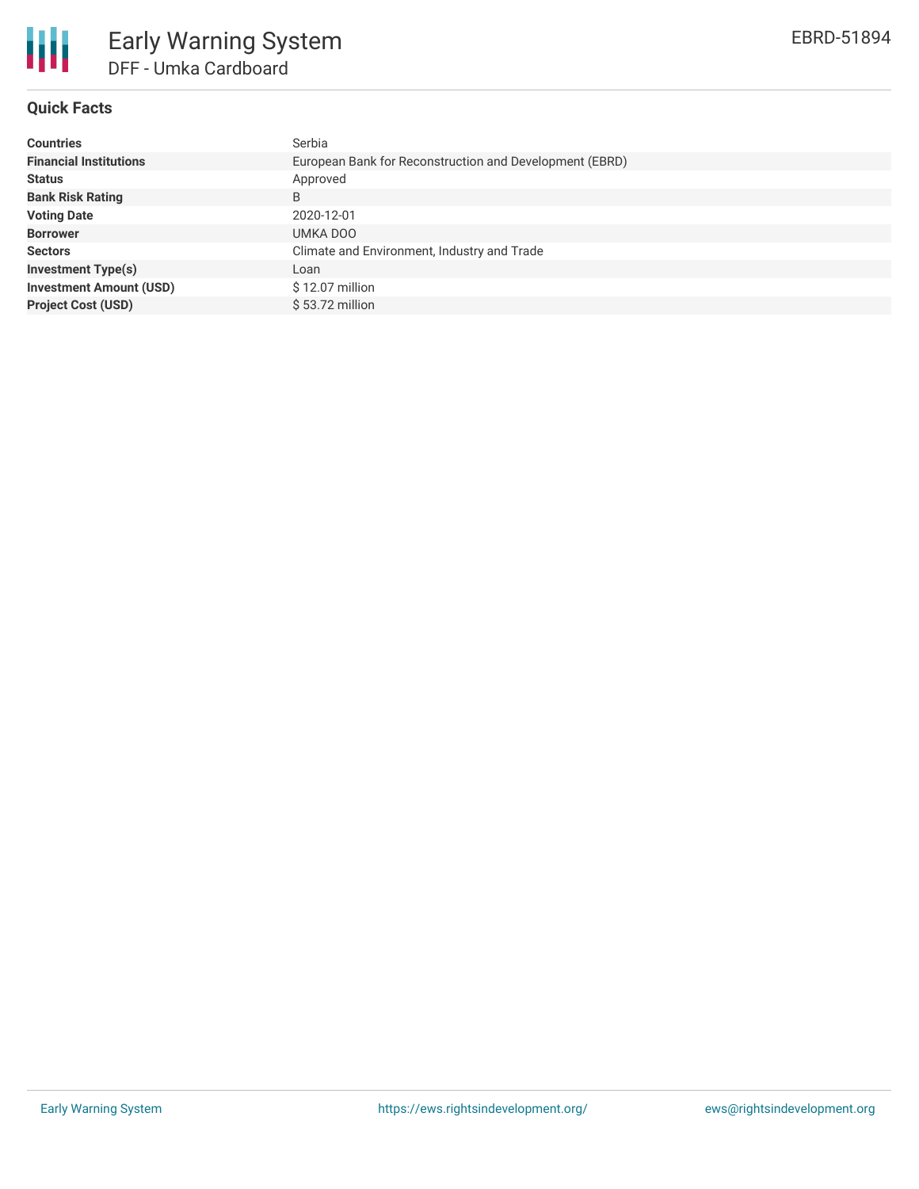# Early Warning System

## DFF - Umka Cardboard

EBRD-51894

### Quick Facts

| | |
|---|---|
| **Countries** | Serbia |
| **Financial Institutions** | European Bank for Reconstruction and Development (EBRD) |
| **Status** | Approved |
| **Bank Risk Rating** | B |
| **Voting Date** | 2020-12-01 |
| **Borrower** | UMKA DOO |
| **Sectors** | Climate and Environment, Industry and Trade |
| **Investment Type(s)** | Loan |
| **Investment Amount (USD)** | $ 12.07 million |
| **Project Cost (USD)** | $ 53.72 million |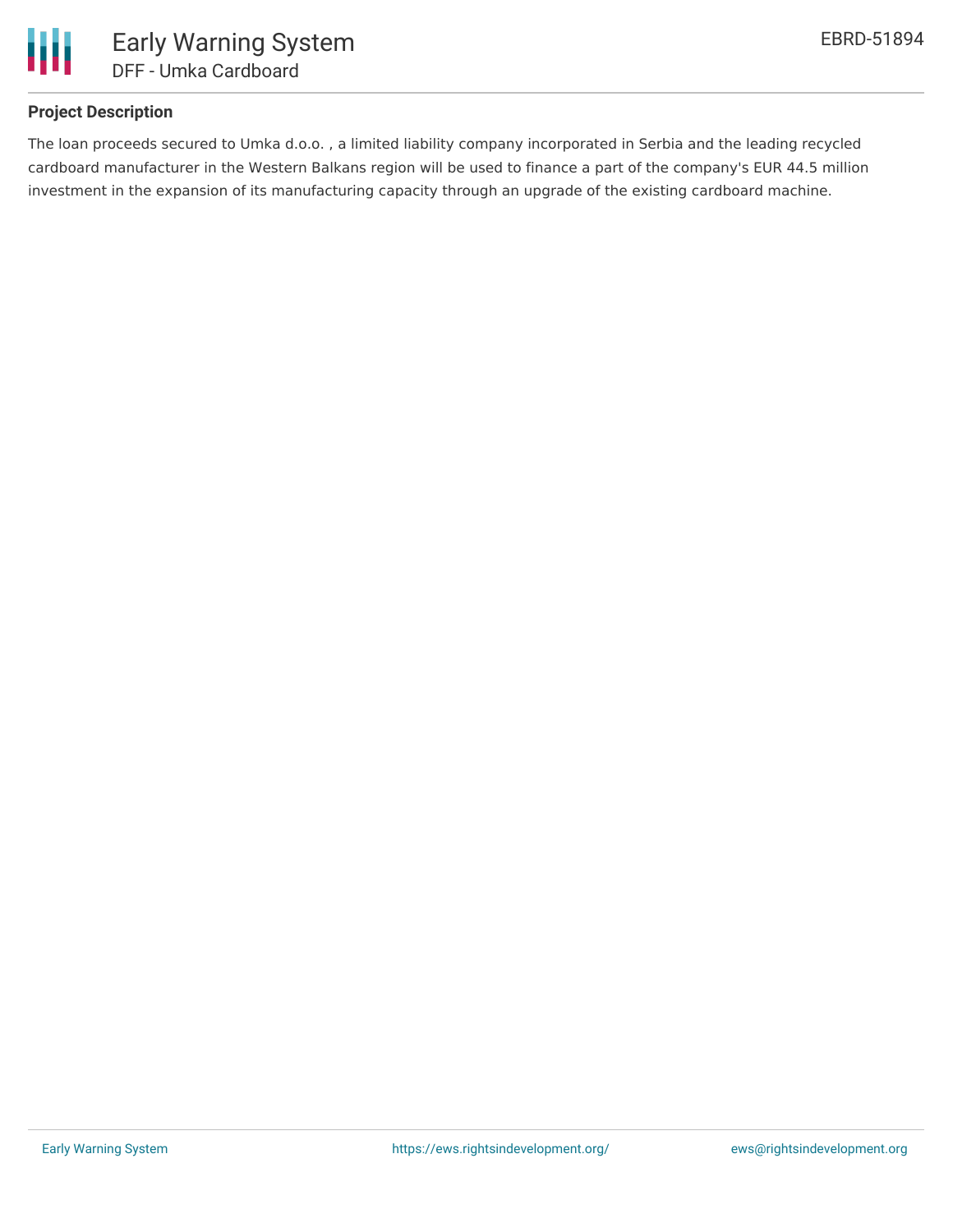## Project Description

The loan proceeds secured to Umka d.o.o. , a limited liability company incorporated in Serbia and the leading recycled cardboard manufacturer in the Western Balkans region will be used to finance a part of the company's EUR 44.5 million investment in the expansion of its manufacturing capacity through an upgrade of the existing cardboard machine.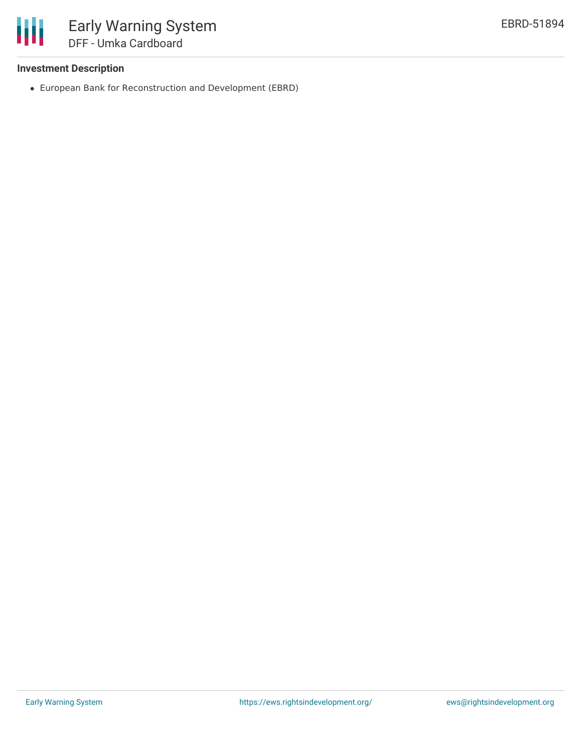**Investment Description**

- European Bank for Reconstruction and Development (EBRD)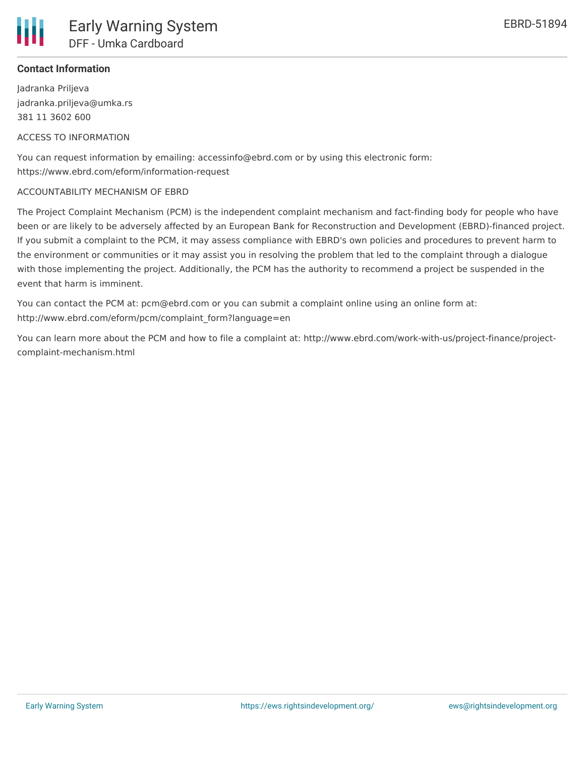**Contact Information**

Jadranka Priljeva
jadranka.priljeva@umka.rs
381 11 3602 600

ACCESS TO INFORMATION

You can request information by emailing: accessinfo@ebrd.com or by using this electronic form: https://www.ebrd.com/eform/information-request

ACCOUNTABILITY MECHANISM OF EBRD

The Project Complaint Mechanism (PCM) is the independent complaint mechanism and fact-finding body for people who have been or are likely to be adversely affected by an European Bank for Reconstruction and Development (EBRD)-financed project. If you submit a complaint to the PCM, it may assess compliance with EBRD's own policies and procedures to prevent harm to the environment or communities or it may assist you in resolving the problem that led to the complaint through a dialogue with those implementing the project. Additionally, the PCM has the authority to recommend a project be suspended in the event that harm is imminent.

You can contact the PCM at: pcm@ebrd.com or you can submit a complaint online using an online form at: http://www.ebrd.com/eform/pcm/complaint_form?language=en

You can learn more about the PCM and how to file a complaint at: http://www.ebrd.com/work-with-us/project-finance/project-complaint-mechanism.html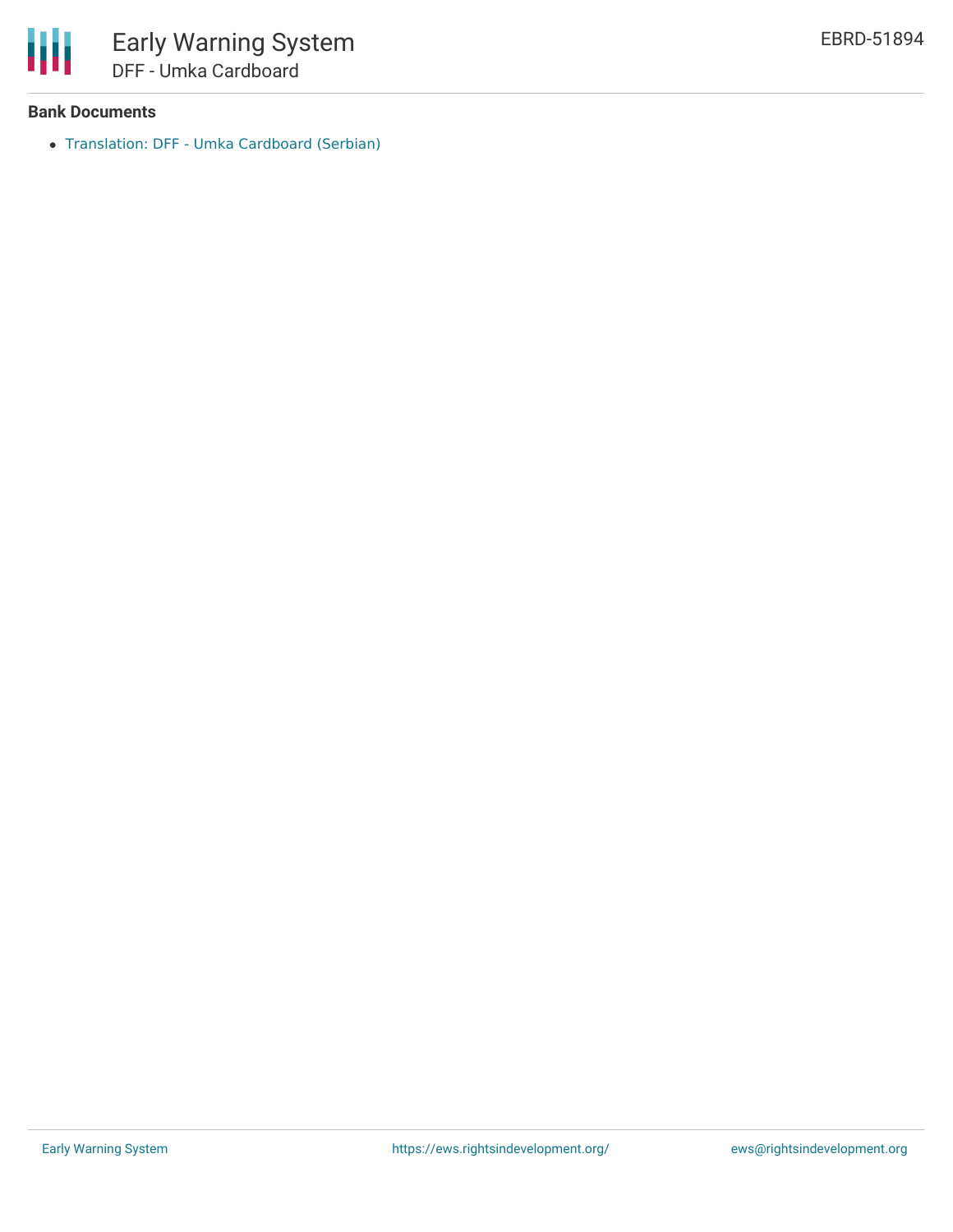**Bank Documents**

- Translation: DFF - Umka Cardboard (Serbian)